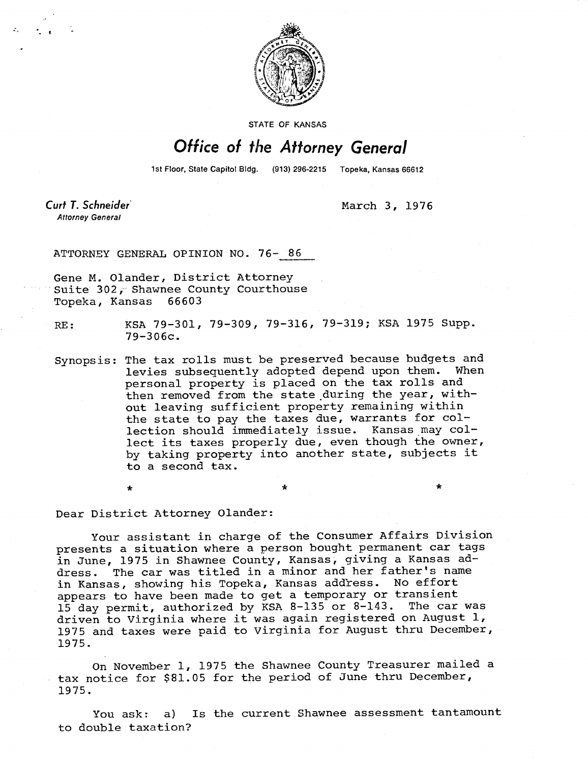STATE OF KANSAS

# Office of the Attorney General

1st Floor, State Capitol Bldg. (913) 296-2215 Topeka, Kansas 66612

**Curt T. Schneider**
*Attorney General*

March 3, 1976

ATTORNEY GENERAL OPINION NO. 76- 86

Gene M. Olander, District Attorney
Suite 302, Shawnee County Courthouse
Topeka, Kansas 66603

RE: KSA 79-301, 79-309, 79-316, 79-319; KSA 1975 Supp. 79-306c.

Synopsis: The tax rolls must be preserved because budgets and levies subsequently adopted depend upon them. When personal property is placed on the tax rolls and then removed from the state during the year, without leaving sufficient property remaining within the state to pay the taxes due, warrants for collection should immediately issue. Kansas may collect its taxes properly due, even though the owner, by taking property into another state, subjects it to a second tax.

\* \* \*

Dear District Attorney Olander:

Your assistant in charge of the Consumer Affairs Division presents a situation where a person bought permanent car tags in June, 1975 in Shawnee County, Kansas, giving a Kansas address. The car was titled in a minor and her father's name in Kansas, showing his Topeka, Kansas address. No effort appears to have been made to get a temporary or transient 15 day permit, authorized by KSA 8-135 or 8-143. The car was driven to Virginia where it was again registered on August 1, 1975 and taxes were paid to Virginia for August thru December, 1975.

On November 1, 1975 the Shawnee County Treasurer mailed a tax notice for $81.05 for the period of June thru December, 1975.

You ask: a) Is the current Shawnee assessment tantamount to double taxation?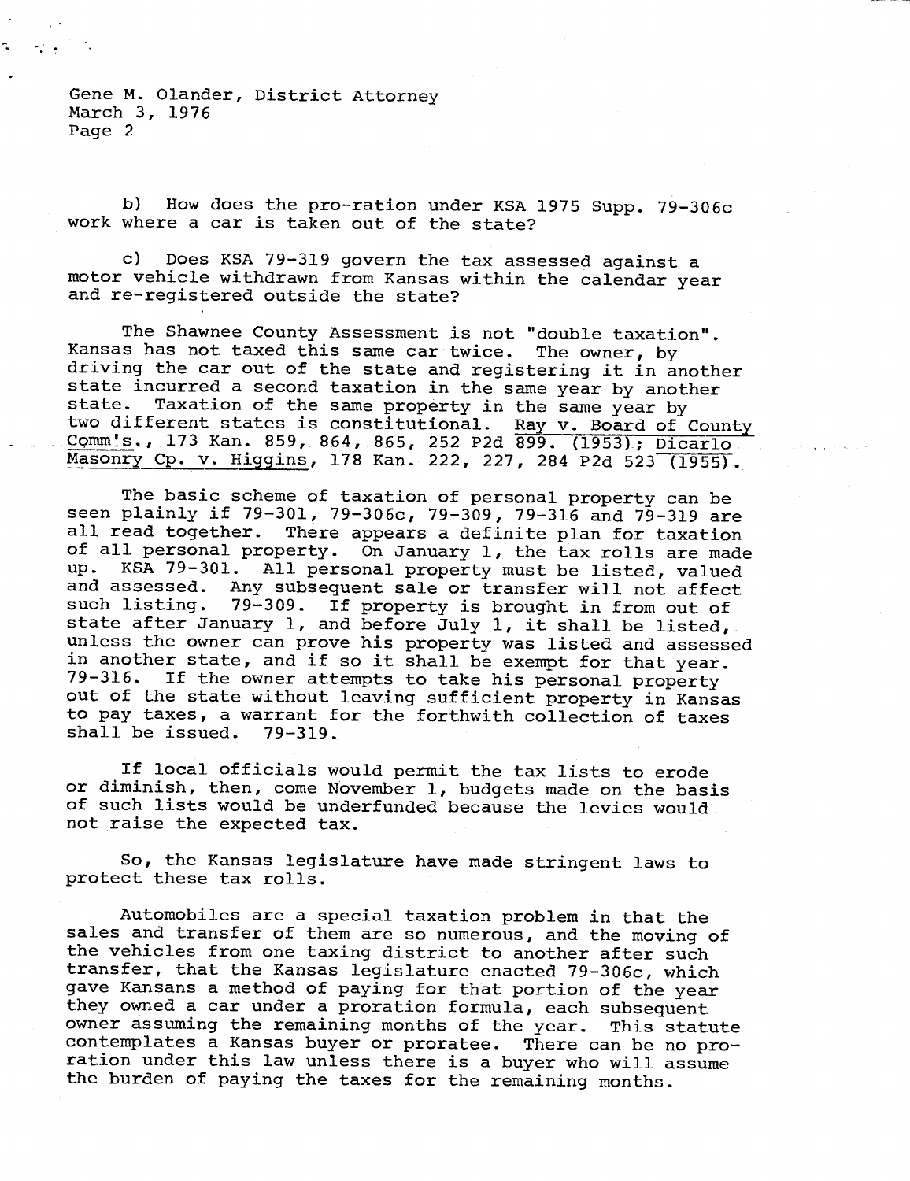b) How does the pro-ration under KSA 1975 Supp. 79-306c work where a car is taken out of the state?

c) Does KSA 79-319 govern the tax assessed against a motor vehicle withdrawn from Kansas within the calendar year and re-registered outside the state?

The Shawnee County Assessment is not "double taxation". Kansas has not taxed this same car twice. The owner, by driving the car out of the state and registering it in another state incurred a second taxation in the same year by another state. Taxation of the same property in the same year by two different states is constitutional. Ray v. Board of County Comm's., 173 Kan. 859, 864, 865, 252 P2d 899. (1953); Dicarlo Masonry Co. v. Higgins, 178 Kan. 222, 227, 284 P2d 523 (1955).

The basic scheme of taxation of personal property can be seen plainly if 79-301, 79-306c, 79-309, 79-316 and 79-319 are all read together. There appears a definite plan for taxation of all personal property. On January 1, the tax rolls are made up. KSA 79-301. All personal property must be listed, valued and assessed. Any subsequent sale or transfer will not affect such listing. 79-309. If property is brought in from out of state after January 1, and before July 1, it shall be listed, unless the owner can prove his property was listed and assessed in another state, and if so it shall be exempt for that year. 79-316. If the owner attempts to take his personal property out of the state without leaving sufficient property in Kansas to pay taxes, a warrant for the forthwith collection of taxes shall be issued. 79-319.

If local officials would permit the tax lists to erode or diminish, then, come November 1, budgets made on the basis of such lists would be underfunded because the levies would not raise the expected tax.

So, the Kansas legislature have made stringent laws to protect these tax rolls.

Automobiles are a special taxation problem in that the sales and transfer of them are so numerous, and the moving of the vehicles from one taxing district to another after such transfer, that the Kansas legislature enacted 79-306c, which gave Kansans a method of paying for that portion of the year they owned a car under a proration formula, each subsequent owner assuming the remaining months of the year. This statute contemplates a Kansas buyer or proratee. There can be no proration under this law unless there is a buyer who will assume the burden of paying the taxes for the remaining months.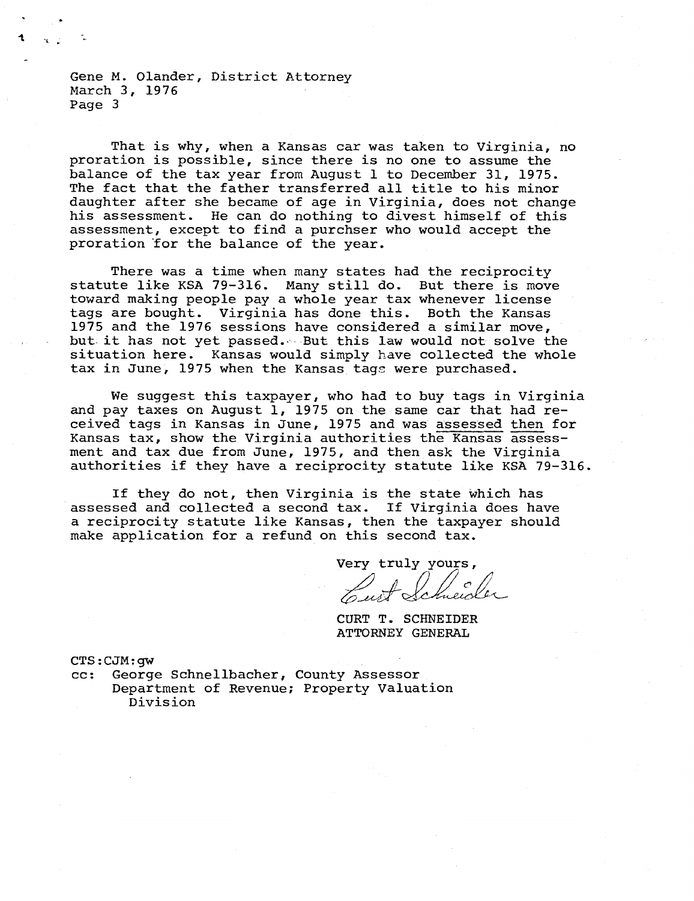Gene M. Olander, District Attorney
March 3, 1976
Page 3

That is why, when a Kansas car was taken to Virginia, no proration is possible, since there is no one to assume the balance of the tax year from August 1 to December 31, 1975. The fact that the father transferred all title to his minor daughter after she became of age in Virginia, does not change his assessment. He can do nothing to divest himself of this assessment, except to find a purchser who would accept the proration for the balance of the year.

There was a time when many states had the reciprocity statute like KSA 79-316. Many still do. But there is move toward making people pay a whole year tax whenever license tags are bought. Virginia has done this. Both the Kansas 1975 and the 1976 sessions have considered a similar move, but it has not yet passed. But this law would not solve the situation here. Kansas would simply have collected the whole tax in June, 1975 when the Kansas tags were purchased.

We suggest this taxpayer, who had to buy tags in Virginia and pay taxes on August 1, 1975 on the same car that had received tags in Kansas in June, 1975 and was assessed then for Kansas tax, show the Virginia authorities the Kansas assessment and tax due from June, 1975, and then ask the Virginia authorities if they have a reciprocity statute like KSA 79-316.

If they do not, then Virginia is the state which has assessed and collected a second tax. If Virginia does have a reciprocity statute like Kansas, then the taxpayer should make application for a refund on this second tax.

Very truly yours,

CURT T. SCHNEIDER
ATTORNEY GENERAL

CTS:CJM:gw

cc: George Schnellbacher, County Assessor
Department of Revenue; Property Valuation Division